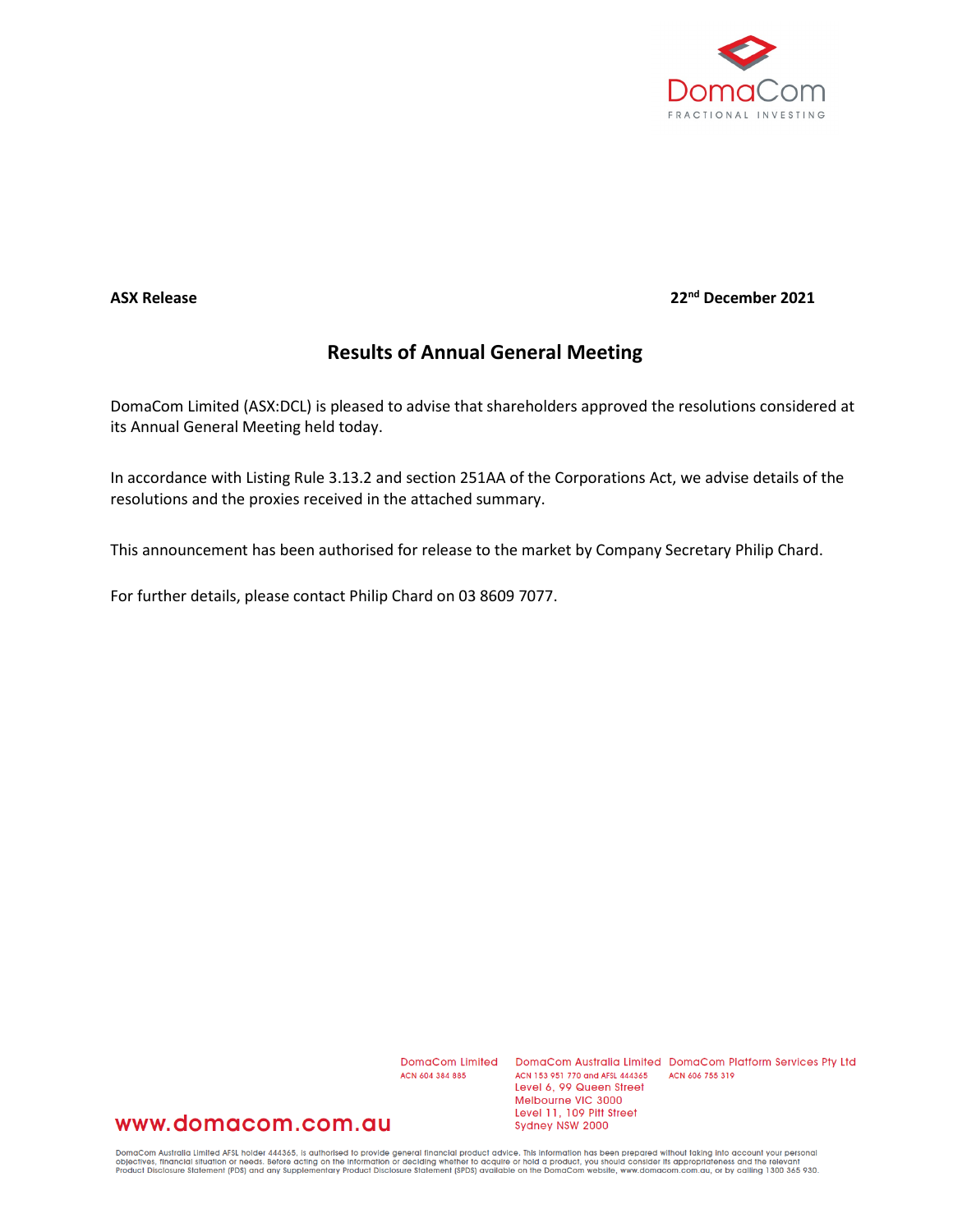**ASX Release** **22nd December 2021**

## Results of Annual General Meeting

DomaCom Limited (ASX:DCL) is pleased to advise that shareholders approved the resolutions considered at its Annual General Meeting held today.

In accordance with Listing Rule 3.13.2 and section 251AA of the Corporations Act, we advise details of the resolutions and the proxies received in the attached summary.

This announcement has been authorised for release to the market by Company Secretary Philip Chard.

For further details, please contact Philip Chard on 03 8609 7077.

DomaCom Limited
ACN 604 384 885

DomaCom Australia Limited
ACN 153 951 770 and AFSL 444365
Level 6, 99 Queen Street
Melbourne VIC 3000
Level 11, 109 Pitt Street
Sydney NSW 2000

DomaCom Platform Services Pty Ltd
ACN 606 755 319

www.domacom.com.au

DomaCom Australia Limited AFSL holder 444365, is authorised to provide general financial product advice. This information has been prepared without taking into account your personal objectives, financial situation or needs. Before acting on the information or deciding whether to acquire or hold a product, you should consider its appropriateness and the relevant Product Disclosure Statement (PDS) and any Supplementary Product Disclosure Statement (SPDS) available on the DomaCom website, www.domacom.com.au, or by calling 1300 365 930.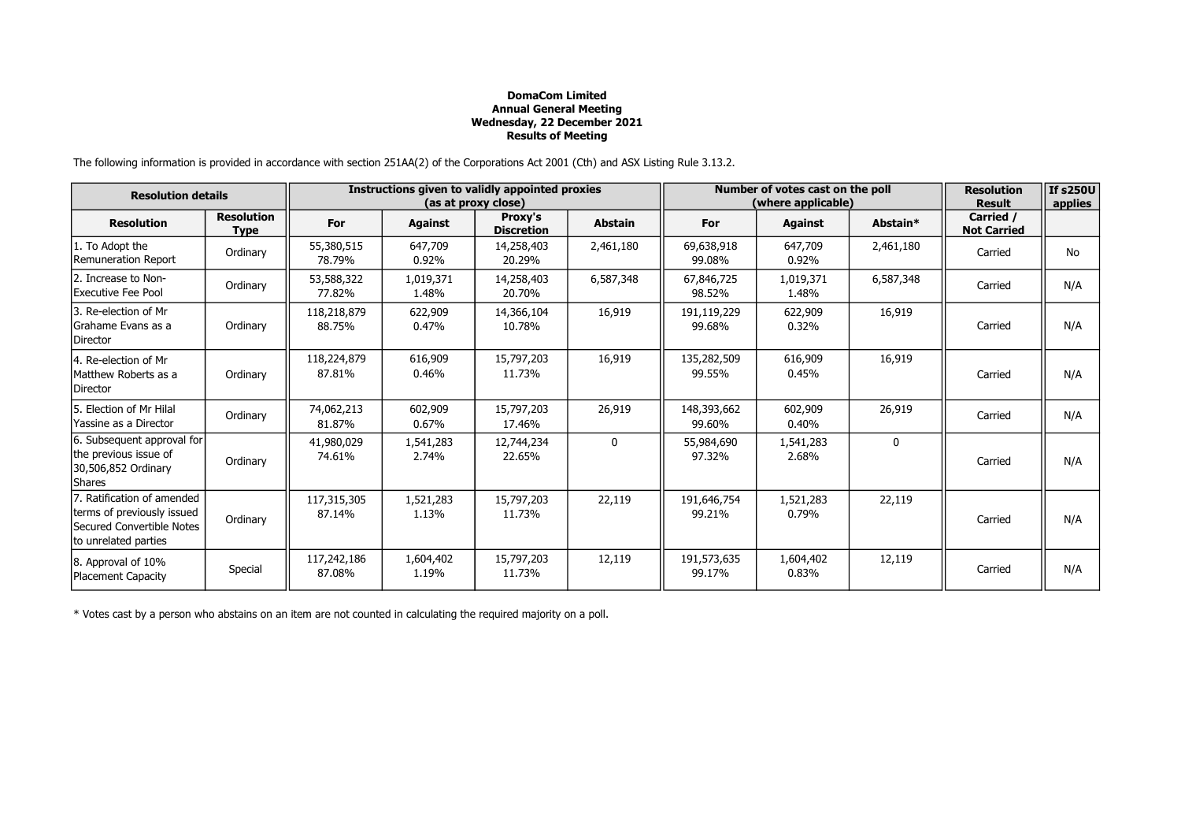**DomaCom Limited**
**Annual General Meeting**
**Wednesday, 22 December 2021**
**Results of Meeting**

The following information is provided in accordance with section 251AA(2) of the Corporations Act 2001 (Cth) and ASX Listing Rule 3.13.2.

| Resolution details | | Instructions given to validly appointed proxies (as at proxy close) | | | | Number of votes cast on the poll (where applicable) | | | Resolution Result | If s250U applies |
|---|---|---|---|---|---|---|---|---|---|---|
| **Resolution** | **Resolution Type** | **For** | **Against** | **Proxy's Discretion** | **Abstain** | **For** | **Against** | **Abstain*** | **Carried / Not Carried** | |
| 1. To Adopt the Remuneration Report | Ordinary | 55,380,515 78.79% | 647,709 0.92% | 14,258,403 20.29% | 2,461,180 | 69,638,918 99.08% | 647,709 0.92% | 2,461,180 | Carried | No |
| 2. Increase to Non-Executive Fee Pool | Ordinary | 53,588,322 77.82% | 1,019,371 1.48% | 14,258,403 20.70% | 6,587,348 | 67,846,725 98.52% | 1,019,371 1.48% | 6,587,348 | Carried | N/A |
| 3. Re-election of Mr Grahame Evans as a Director | Ordinary | 118,218,879 88.75% | 622,909 0.47% | 14,366,104 10.78% | 16,919 | 191,119,229 99.68% | 622,909 0.32% | 16,919 | Carried | N/A |
| 4. Re-election of Mr Matthew Roberts as a Director | Ordinary | 118,224,879 87.81% | 616,909 0.46% | 15,797,203 11.73% | 16,919 | 135,282,509 99.55% | 616,909 0.45% | 16,919 | Carried | N/A |
| 5. Election of Mr Hilal Yassine as a Director | Ordinary | 74,062,213 81.87% | 602,909 0.67% | 15,797,203 17.46% | 26,919 | 148,393,662 99.60% | 602,909 0.40% | 26,919 | Carried | N/A |
| 6. Subsequent approval for the previous issue of 30,506,852 Ordinary Shares | Ordinary | 41,980,029 74.61% | 1,541,283 2.74% | 12,744,234 22.65% | 0 | 55,984,690 97.32% | 1,541,283 2.68% | 0 | Carried | N/A |
| 7. Ratification of amended terms of previously issued Secured Convertible Notes to unrelated parties | Ordinary | 117,315,305 87.14% | 1,521,283 1.13% | 15,797,203 11.73% | 22,119 | 191,646,754 99.21% | 1,521,283 0.79% | 22,119 | Carried | N/A |
| 8. Approval of 10% Placement Capacity | Special | 117,242,186 87.08% | 1,604,402 1.19% | 15,797,203 11.73% | 12,119 | 191,573,635 99.17% | 1,604,402 0.83% | 12,119 | Carried | N/A |

* Votes cast by a person who abstains on an item are not counted in calculating the required majority on a poll.